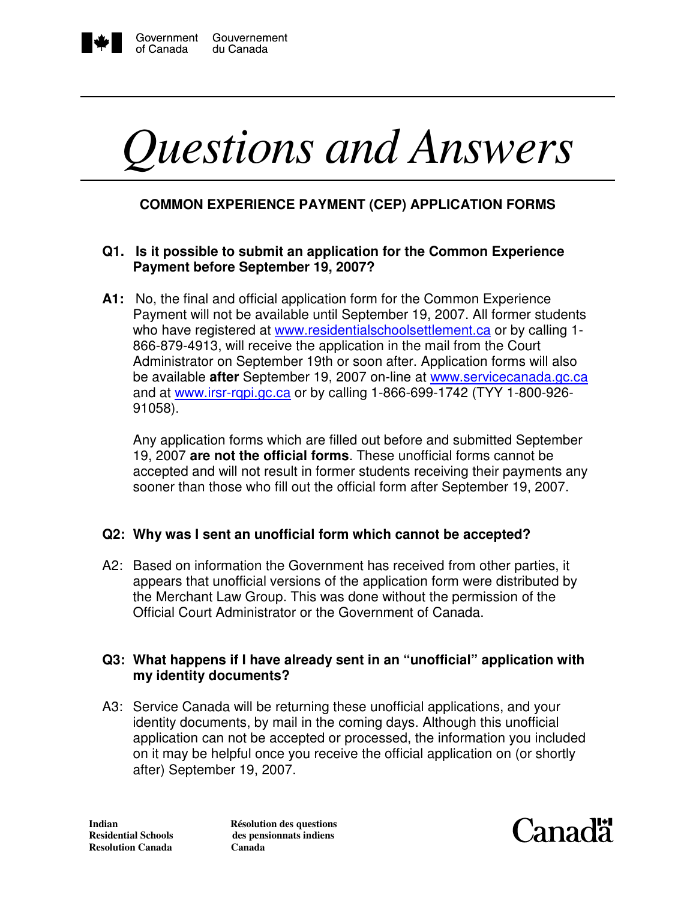Government of Canada Gouvernement du Canada

# *Questions and Answers*

## COMMON EXPERIENCE PAYMENT (CEP) APPLICATION FORMS

**Q1. Is it possible to submit an application for the Common Experience Payment before September 19, 2007?**

**A1:** No, the final and official application form for the Common Experience Payment will not be available until September 19, 2007. All former students who have registered at www.residentialschoolsettlement.ca or by calling 1-866-879-4913, will receive the application in the mail from the Court Administrator on September 19th or soon after. Application forms will also be available **after** September 19, 2007 on-line at www.servicecanada.gc.ca and at www.irsr-rqpi.gc.ca or by calling 1-866-699-1742 (TYY 1-800-926-91058).

Any application forms which are filled out before and submitted September 19, 2007 **are not the official forms**. These unofficial forms cannot be accepted and will not result in former students receiving their payments any sooner than those who fill out the official form after September 19, 2007.

**Q2: Why was I sent an unofficial form which cannot be accepted?**

A2: Based on information the Government has received from other parties, it appears that unofficial versions of the application form were distributed by the Merchant Law Group. This was done without the permission of the Official Court Administrator or the Government of Canada.

**Q3: What happens if I have already sent in an "unofficial" application with my identity documents?**

A3: Service Canada will be returning these unofficial applications, and your identity documents, by mail in the coming days. Although this unofficial application can not be accepted or processed, the information you included on it may be helpful once you receive the official application on (or shortly after) September 19, 2007.

**Indian Residential Schools Resolution Canada** **Résolution des questions des pensionnats indiens Canada**

Canada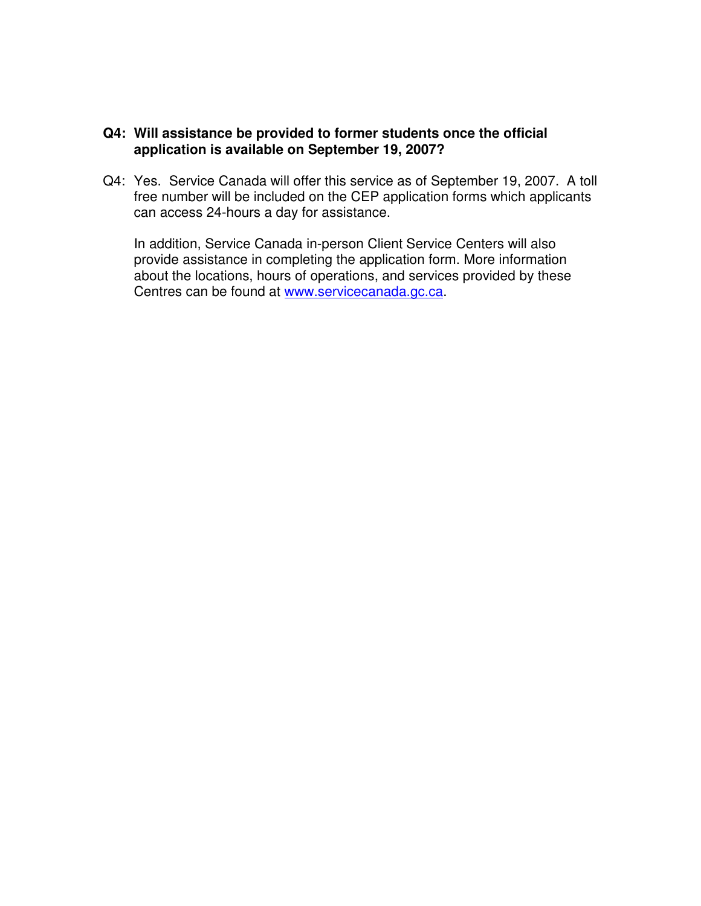**Q4: Will assistance be provided to former students once the official application is available on September 19, 2007?**

Q4: Yes. Service Canada will offer this service as of September 19, 2007. A toll free number will be included on the CEP application forms which applicants can access 24-hours a day for assistance.

In addition, Service Canada in-person Client Service Centers will also provide assistance in completing the application form. More information about the locations, hours of operations, and services provided by these Centres can be found at www.servicecanada.gc.ca.